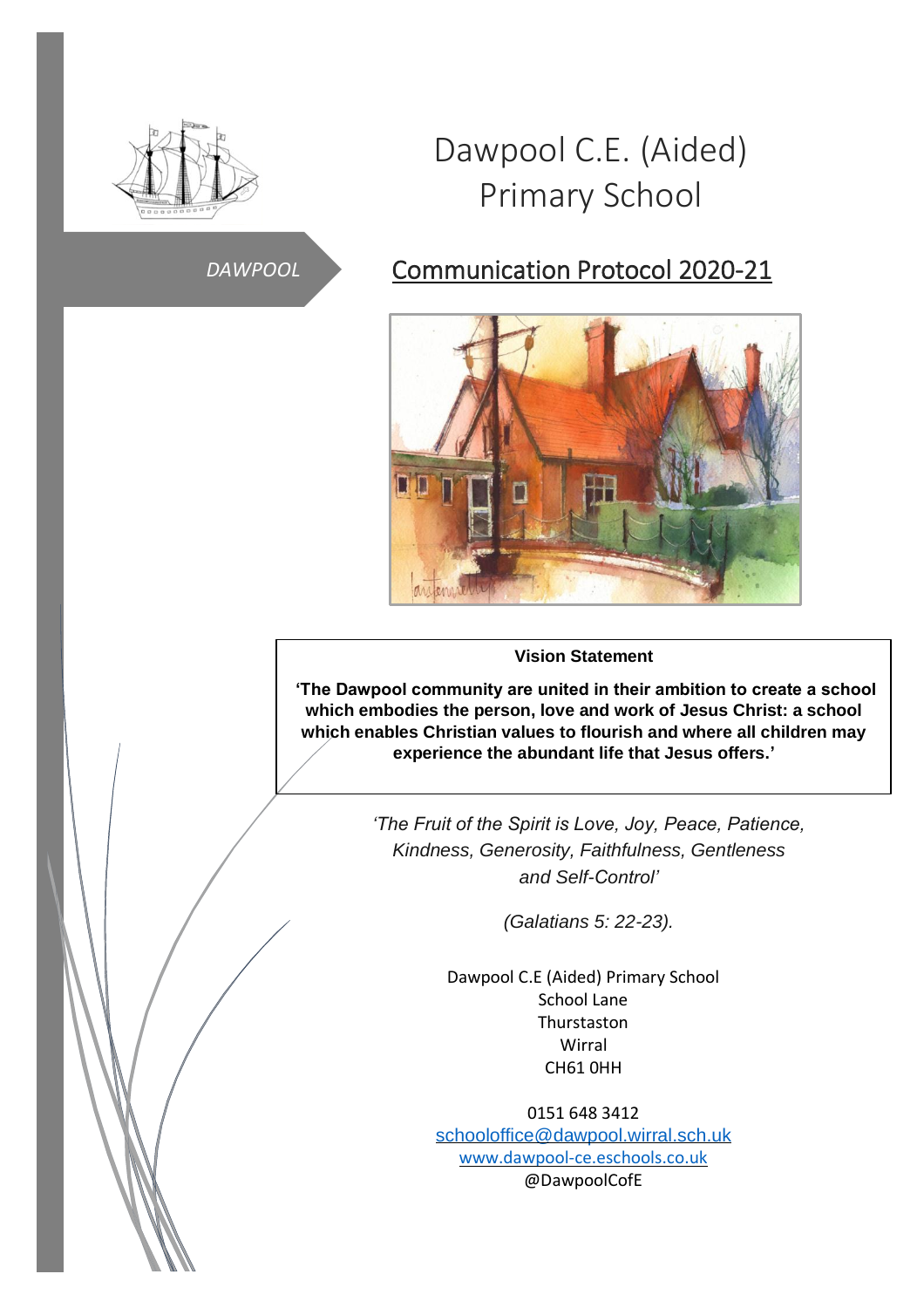# Dawpool C.E. (Aided) Primary School

*DAWPOOL*

## Communication Protocol 2020-21

**Vision Statement**

**'The Dawpool community are united in their ambition to create a school which embodies the person, love and work of Jesus Christ: a school which enables Christian values to flourish and where all children may experience the abundant life that Jesus offers.'**

*'The Fruit of the Spirit is Love, Joy, Peace, Patience, Kindness, Generosity, Faithfulness, Gentleness and Self-Control'*

*(Galatians 5: 22-23).*

Dawpool C.E (Aided) Primary School
School Lane
Thurstaston
Wirral
CH61 0HH

0151 648 3412
schooloffice@dawpool.wirral.sch.uk
www.dawpool-ce.eschools.co.uk
@DawpoolCofE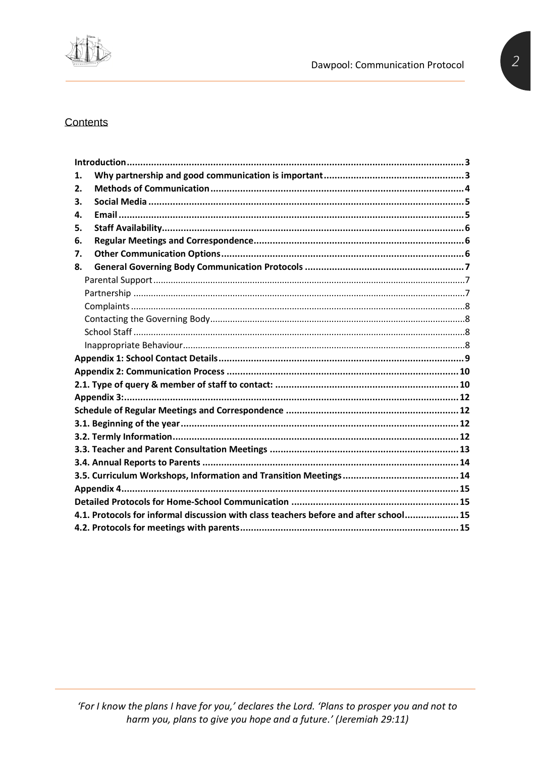## Contents

- **Introduction 3**
- **1. Why partnership and good communication is important 3**
- **2. Methods of Communication 4**
- **3. Social Media 5**
- **4. Email 5**
- **5. Staff Availability 6**
- **6. Regular Meetings and Correspondence 6**
- **7. Other Communication Options 6**
- **8. General Governing Body Communication Protocols 7**
  - Parental Support 7
  - Partnership 7
  - Complaints 8
  - Contacting the Governing Body 8
  - School Staff 8
  - Inappropriate Behaviour 8
- **Appendix 1: School Contact Details 9**
- **Appendix 2: Communication Process 10**
- **2.1. Type of query & member of staff to contact: 10**
- **Appendix 3: 12**
- **Schedule of Regular Meetings and Correspondence 12**
- **3.1. Beginning of the year 12**
- **3.2. Termly Information 12**
- **3.3. Teacher and Parent Consultation Meetings 13**
- **3.4. Annual Reports to Parents 14**
- **3.5. Curriculum Workshops, Information and Transition Meetings 14**
- **Appendix 4 15**
- **Detailed Protocols for Home-School Communication 15**
- **4.1. Protocols for informal discussion with class teachers before and after school 15**
- **4.2. Protocols for meetings with parents 15**

*'For I know the plans I have for you,' declares the Lord. 'Plans to prosper you and not to harm you, plans to give you hope and a future.' (Jeremiah 29:11)*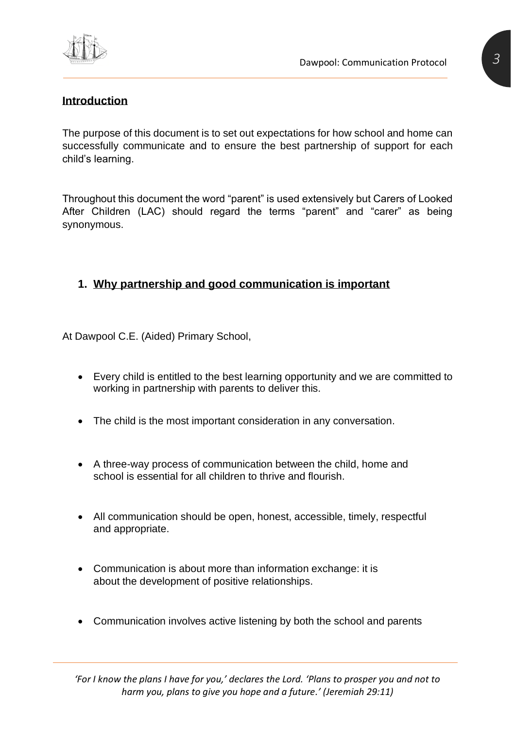## **Introduction**

The purpose of this document is to set out expectations for how school and home can successfully communicate and to ensure the best partnership of support for each child's learning.

Throughout this document the word "parent" is used extensively but Carers of Looked After Children (LAC) should regard the terms "parent" and "carer" as being synonymous.

## 1. **Why partnership and good communication is important**

At Dawpool C.E. (Aided) Primary School,

- Every child is entitled to the best learning opportunity and we are committed to working in partnership with parents to deliver this.
- The child is the most important consideration in any conversation.
- A three-way process of communication between the child, home and school is essential for all children to thrive and flourish.
- All communication should be open, honest, accessible, timely, respectful and appropriate.
- Communication is about more than information exchange: it is about the development of positive relationships.
- Communication involves active listening by both the school and parents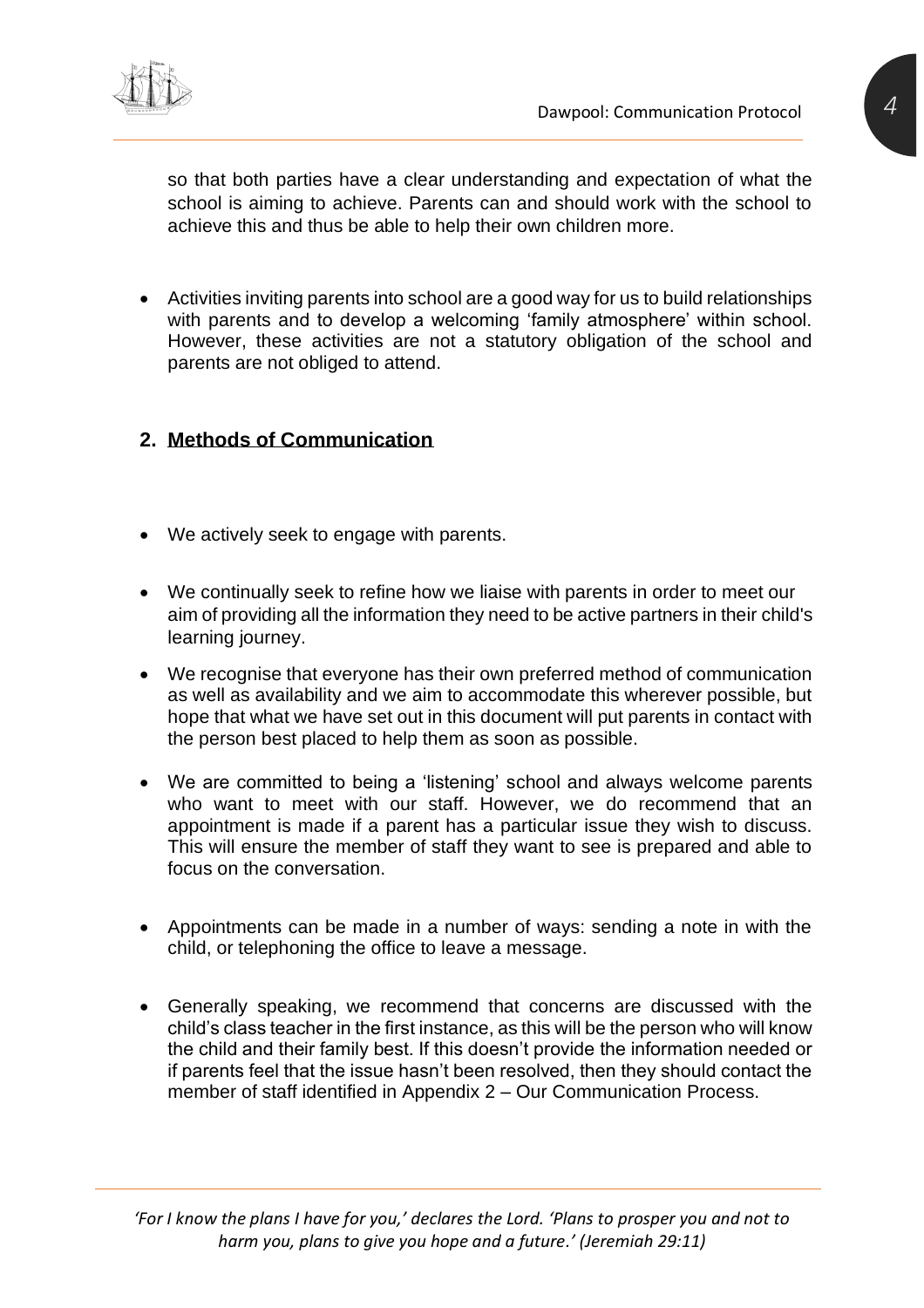so that both parties have a clear understanding and expectation of what the school is aiming to achieve. Parents can and should work with the school to achieve this and thus be able to help their own children more.

- Activities inviting parents into school are a good way for us to build relationships with parents and to develop a welcoming 'family atmosphere' within school. However, these activities are not a statutory obligation of the school and parents are not obliged to attend.

## 2. Methods of Communication

- We actively seek to engage with parents.
- We continually seek to refine how we liaise with parents in order to meet our aim of providing all the information they need to be active partners in their child's learning journey.
- We recognise that everyone has their own preferred method of communication as well as availability and we aim to accommodate this wherever possible, but hope that what we have set out in this document will put parents in contact with the person best placed to help them as soon as possible.
- We are committed to being a 'listening' school and always welcome parents who want to meet with our staff. However, we do recommend that an appointment is made if a parent has a particular issue they wish to discuss. This will ensure the member of staff they want to see is prepared and able to focus on the conversation.
- Appointments can be made in a number of ways: sending a note in with the child, or telephoning the office to leave a message.
- Generally speaking, we recommend that concerns are discussed with the child's class teacher in the first instance, as this will be the person who will know the child and their family best. If this doesn't provide the information needed or if parents feel that the issue hasn't been resolved, then they should contact the member of staff identified in Appendix 2 – Our Communication Process.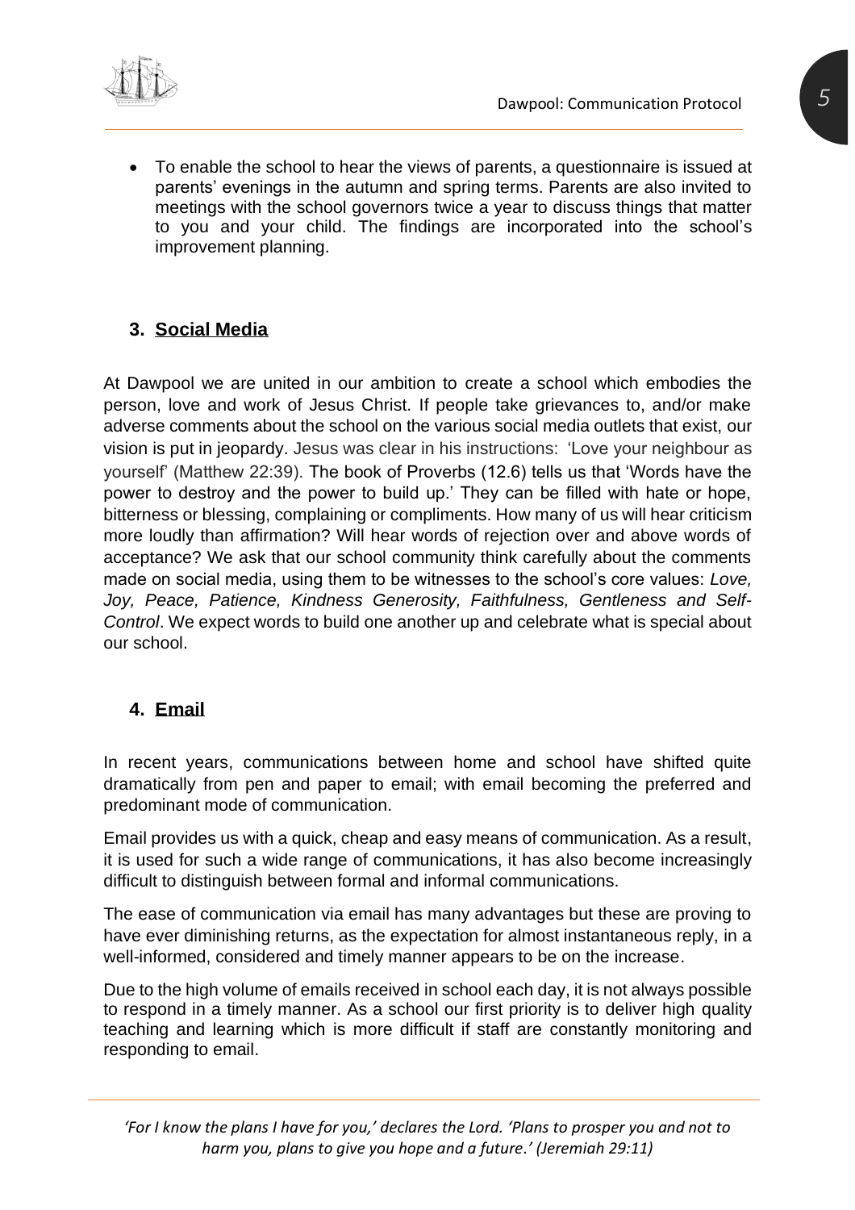- To enable the school to hear the views of parents, a questionnaire is issued at parents' evenings in the autumn and spring terms. Parents are also invited to meetings with the school governors twice a year to discuss things that matter to you and your child. The findings are incorporated into the school's improvement planning.

## 3. Social Media

At Dawpool we are united in our ambition to create a school which embodies the person, love and work of Jesus Christ. If people take grievances to, and/or make adverse comments about the school on the various social media outlets that exist, our vision is put in jeopardy. Jesus was clear in his instructions: 'Love your neighbour as yourself' (Matthew 22:39). The book of Proverbs (12.6) tells us that 'Words have the power to destroy and the power to build up.' They can be filled with hate or hope, bitterness or blessing, complaining or compliments. How many of us will hear criticism more loudly than affirmation? Will hear words of rejection over and above words of acceptance? We ask that our school community think carefully about the comments made on social media, using them to be witnesses to the school's core values: *Love, Joy, Peace, Patience, Kindness Generosity, Faithfulness, Gentleness and Self-Control*. We expect words to build one another up and celebrate what is special about our school.

## 4. Email

In recent years, communications between home and school have shifted quite dramatically from pen and paper to email; with email becoming the preferred and predominant mode of communication.

Email provides us with a quick, cheap and easy means of communication. As a result, it is used for such a wide range of communications, it has also become increasingly difficult to distinguish between formal and informal communications.

The ease of communication via email has many advantages but these are proving to have ever diminishing returns, as the expectation for almost instantaneous reply, in a well-informed, considered and timely manner appears to be on the increase.

Due to the high volume of emails received in school each day, it is not always possible to respond in a timely manner. As a school our first priority is to deliver high quality teaching and learning which is more difficult if staff are constantly monitoring and responding to email.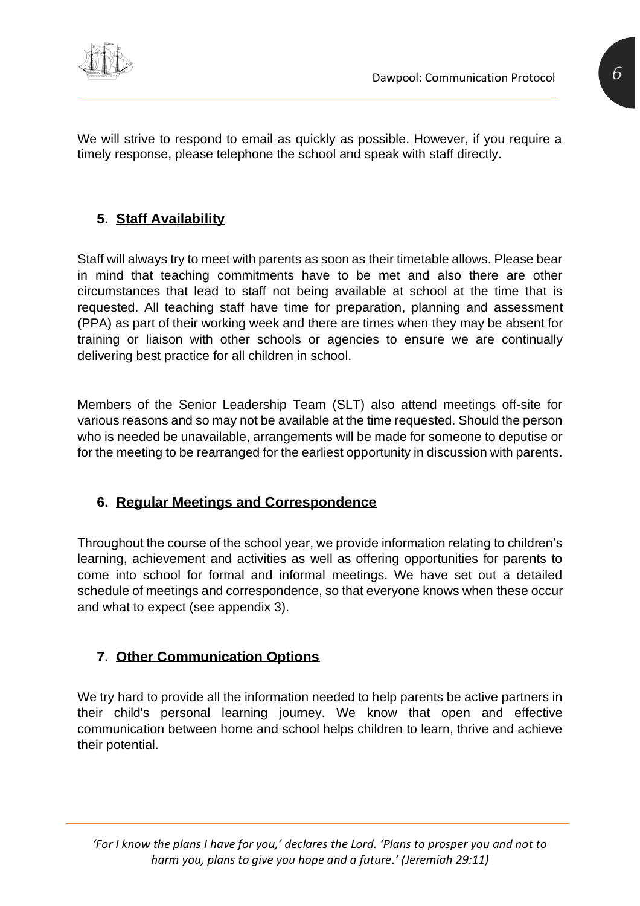We will strive to respond to email as quickly as possible. However, if you require a timely response, please telephone the school and speak with staff directly.

## 5. Staff Availability

Staff will always try to meet with parents as soon as their timetable allows. Please bear in mind that teaching commitments have to be met and also there are other circumstances that lead to staff not being available at school at the time that is requested. All teaching staff have time for preparation, planning and assessment (PPA) as part of their working week and there are times when they may be absent for training or liaison with other schools or agencies to ensure we are continually delivering best practice for all children in school.

Members of the Senior Leadership Team (SLT) also attend meetings off-site for various reasons and so may not be available at the time requested. Should the person who is needed be unavailable, arrangements will be made for someone to deputise or for the meeting to be rearranged for the earliest opportunity in discussion with parents.

## 6. Regular Meetings and Correspondence

Throughout the course of the school year, we provide information relating to children's learning, achievement and activities as well as offering opportunities for parents to come into school for formal and informal meetings. We have set out a detailed schedule of meetings and correspondence, so that everyone knows when these occur and what to expect (see appendix 3).

## 7. Other Communication Options

We try hard to provide all the information needed to help parents be active partners in their child's personal learning journey. We know that open and effective communication between home and school helps children to learn, thrive and achieve their potential.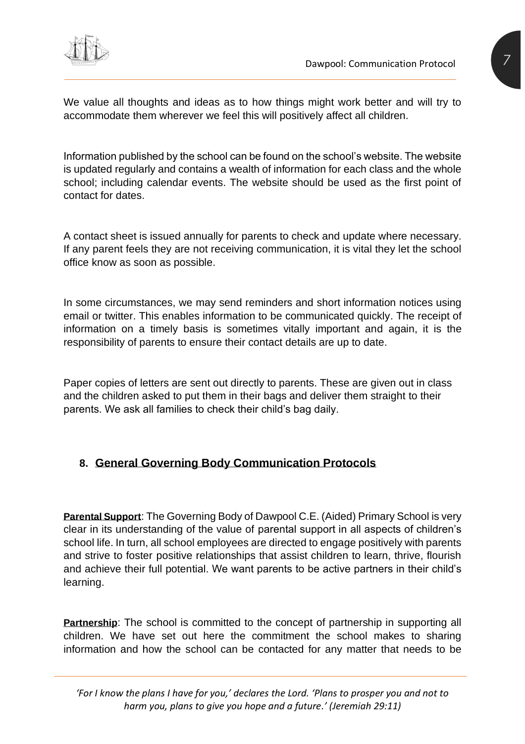We value all thoughts and ideas as to how things might work better and will try to accommodate them wherever we feel this will positively affect all children.

Information published by the school can be found on the school's website. The website is updated regularly and contains a wealth of information for each class and the whole school; including calendar events. The website should be used as the first point of contact for dates.

A contact sheet is issued annually for parents to check and update where necessary. If any parent feels they are not receiving communication, it is vital they let the school office know as soon as possible.

In some circumstances, we may send reminders and short information notices using email or twitter. This enables information to be communicated quickly. The receipt of information on a timely basis is sometimes vitally important and again, it is the responsibility of parents to ensure their contact details are up to date.

Paper copies of letters are sent out directly to parents. These are given out in class and the children asked to put them in their bags and deliver them straight to their parents. We ask all families to check their child's bag daily.

## 8. General Governing Body Communication Protocols

**Parental Support**: The Governing Body of Dawpool C.E. (Aided) Primary School is very clear in its understanding of the value of parental support in all aspects of children's school life. In turn, all school employees are directed to engage positively with parents and strive to foster positive relationships that assist children to learn, thrive, flourish and achieve their full potential. We want parents to be active partners in their child's learning.

**Partnership**: The school is committed to the concept of partnership in supporting all children. We have set out here the commitment the school makes to sharing information and how the school can be contacted for any matter that needs to be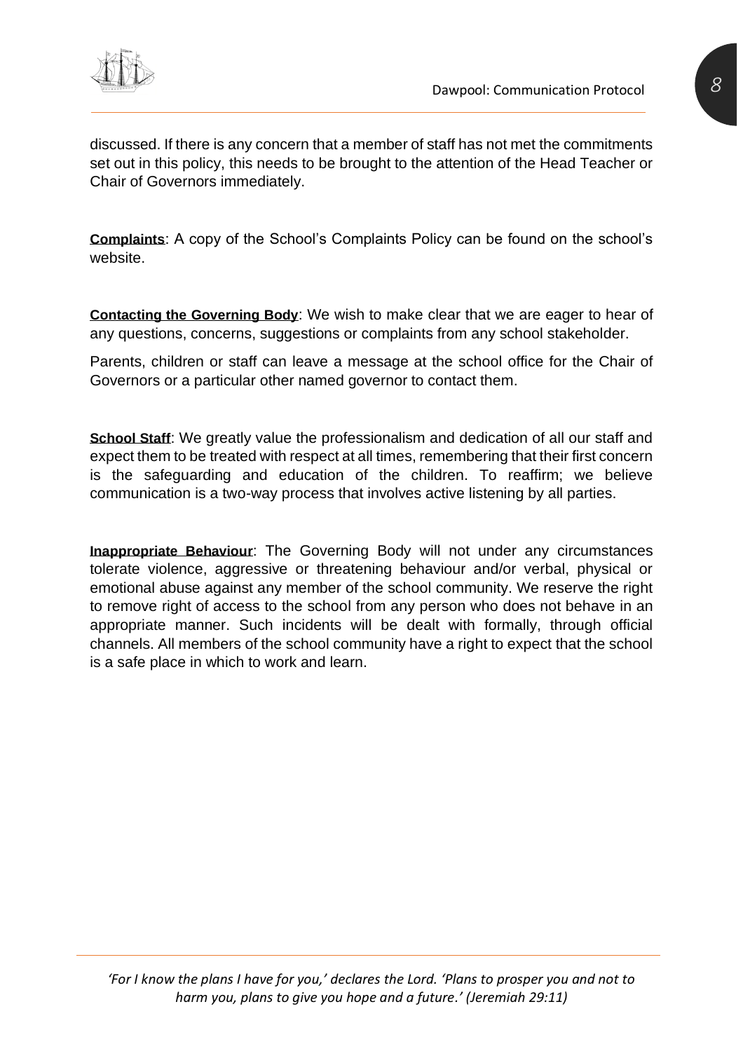discussed. If there is any concern that a member of staff has not met the commitments set out in this policy, this needs to be brought to the attention of the Head Teacher or Chair of Governors immediately.

**Complaints**: A copy of the School's Complaints Policy can be found on the school's website.

**Contacting the Governing Body**: We wish to make clear that we are eager to hear of any questions, concerns, suggestions or complaints from any school stakeholder.

Parents, children or staff can leave a message at the school office for the Chair of Governors or a particular other named governor to contact them.

**School Staff**: We greatly value the professionalism and dedication of all our staff and expect them to be treated with respect at all times, remembering that their first concern is the safeguarding and education of the children. To reaffirm; we believe communication is a two-way process that involves active listening by all parties.

**Inappropriate Behaviour**: The Governing Body will not under any circumstances tolerate violence, aggressive or threatening behaviour and/or verbal, physical or emotional abuse against any member of the school community. We reserve the right to remove right of access to the school from any person who does not behave in an appropriate manner. Such incidents will be dealt with formally, through official channels. All members of the school community have a right to expect that the school is a safe place in which to work and learn.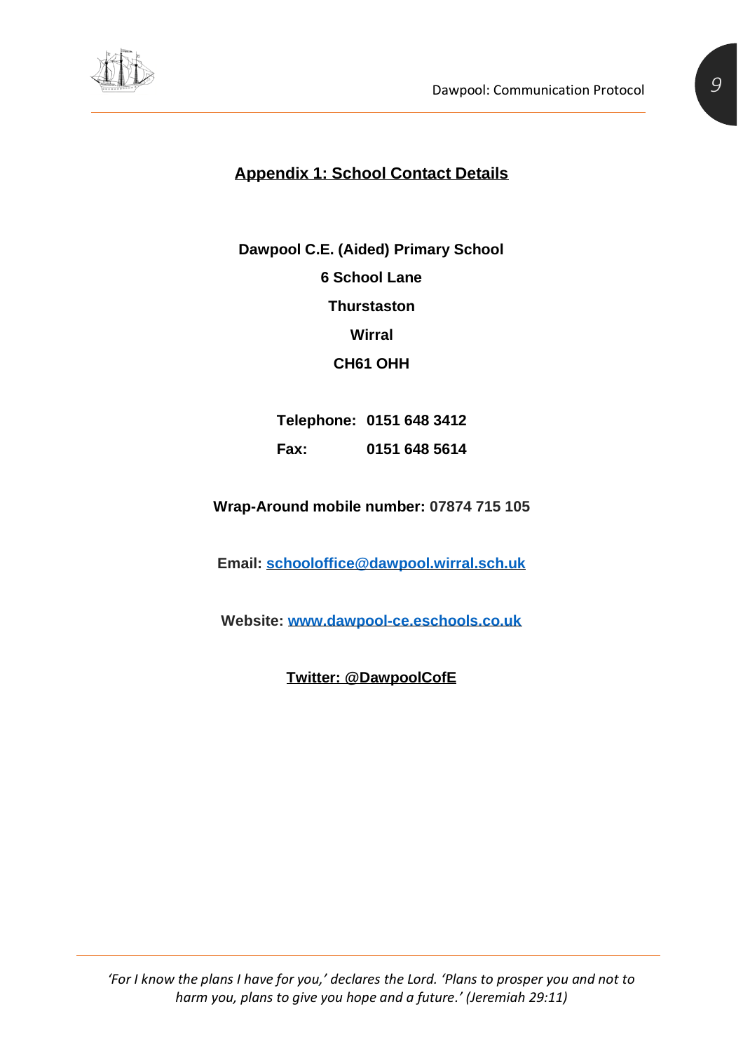## Appendix 1: School Contact Details

**Dawpool C.E. (Aided) Primary School**

**6 School Lane**

**Thurstaston**

**Wirral**

**CH61 OHH**

**Telephone: 0151 648 3412**

**Fax: 0151 648 5614**

**Wrap-Around mobile number: 07874 715 105**

**Email: schooloffice@dawpool.wirral.sch.uk**

**Website: www.dawpool-ce.eschools.co.uk**

**Twitter: @DawpoolCofE**

*'For I know the plans I have for you,' declares the Lord. 'Plans to prosper you and not to harm you, plans to give you hope and a future.' (Jeremiah 29:11)*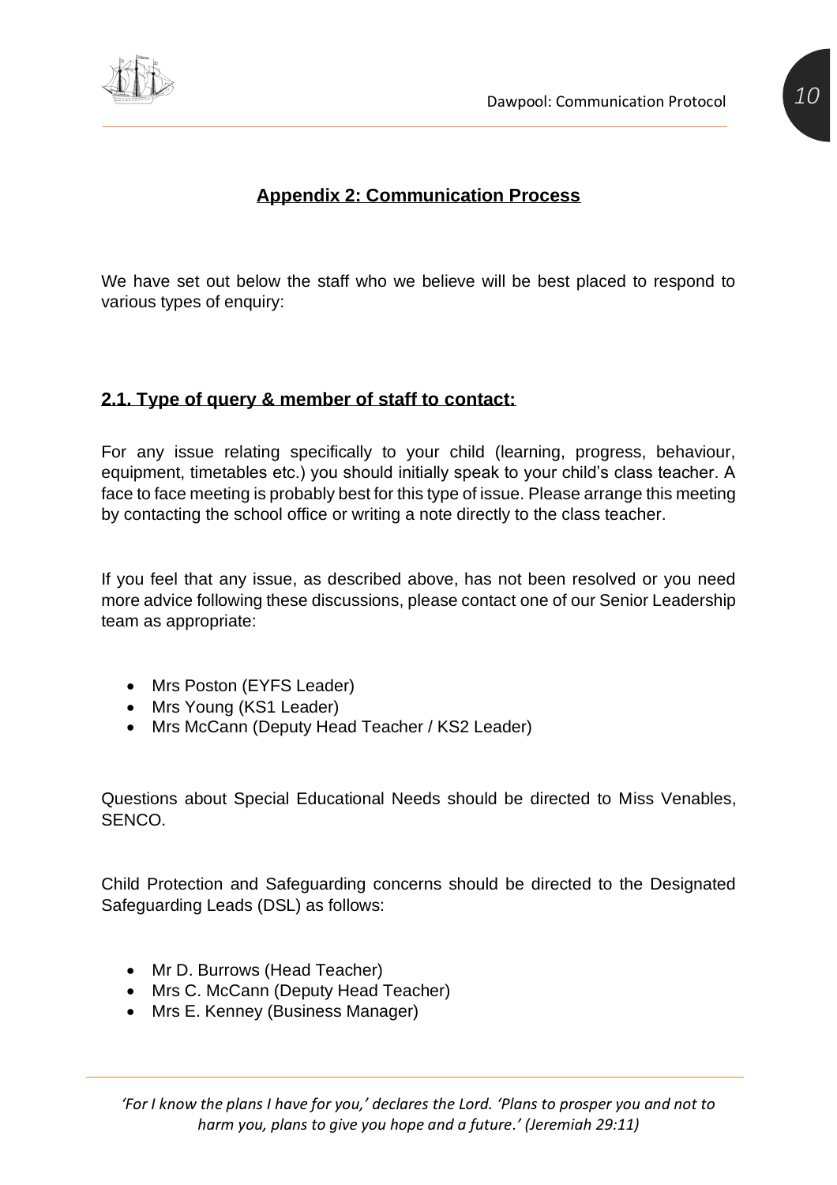## Appendix 2: Communication Process

We have set out below the staff who we believe will be best placed to respond to various types of enquiry:

### 2.1. Type of query & member of staff to contact:

For any issue relating specifically to your child (learning, progress, behaviour, equipment, timetables etc.) you should initially speak to your child's class teacher. A face to face meeting is probably best for this type of issue. Please arrange this meeting by contacting the school office or writing a note directly to the class teacher.

If you feel that any issue, as described above, has not been resolved or you need more advice following these discussions, please contact one of our Senior Leadership team as appropriate:

- Mrs Poston (EYFS Leader)
- Mrs Young (KS1 Leader)
- Mrs McCann (Deputy Head Teacher / KS2 Leader)

Questions about Special Educational Needs should be directed to Miss Venables, SENCO.

Child Protection and Safeguarding concerns should be directed to the Designated Safeguarding Leads (DSL) as follows:

- Mr D. Burrows (Head Teacher)
- Mrs C. McCann (Deputy Head Teacher)
- Mrs E. Kenney (Business Manager)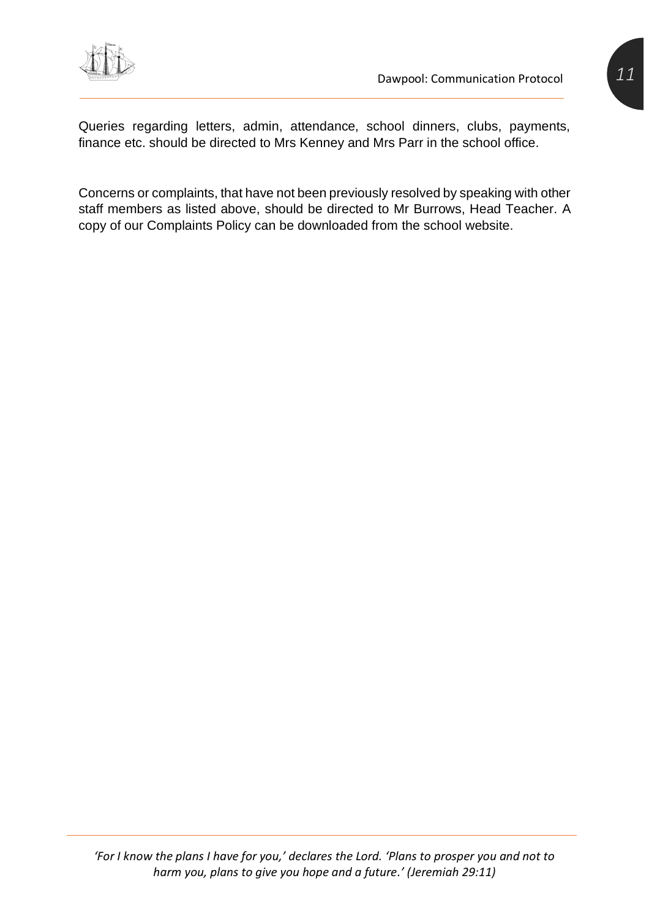Queries regarding letters, admin, attendance, school dinners, clubs, payments, finance etc. should be directed to Mrs Kenney and Mrs Parr in the school office.

Concerns or complaints, that have not been previously resolved by speaking with other staff members as listed above, should be directed to Mr Burrows, Head Teacher. A copy of our Complaints Policy can be downloaded from the school website.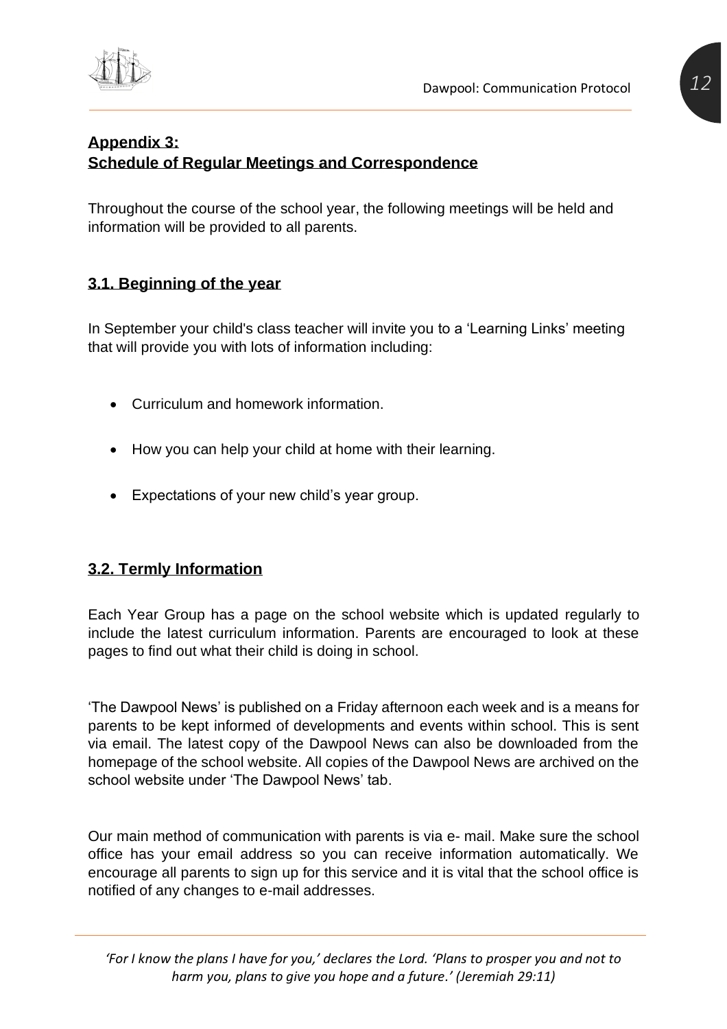## Appendix 3:
## Schedule of Regular Meetings and Correspondence

Throughout the course of the school year, the following meetings will be held and information will be provided to all parents.

### 3.1. Beginning of the year

In September your child's class teacher will invite you to a 'Learning Links' meeting that will provide you with lots of information including:

- Curriculum and homework information.
- How you can help your child at home with their learning.
- Expectations of your new child's year group.

### 3.2. Termly Information

Each Year Group has a page on the school website which is updated regularly to include the latest curriculum information. Parents are encouraged to look at these pages to find out what their child is doing in school.

'The Dawpool News' is published on a Friday afternoon each week and is a means for parents to be kept informed of developments and events within school. This is sent via email. The latest copy of the Dawpool News can also be downloaded from the homepage of the school website. All copies of the Dawpool News are archived on the school website under 'The Dawpool News' tab.

Our main method of communication with parents is via e- mail. Make sure the school office has your email address so you can receive information automatically. We encourage all parents to sign up for this service and it is vital that the school office is notified of any changes to e-mail addresses.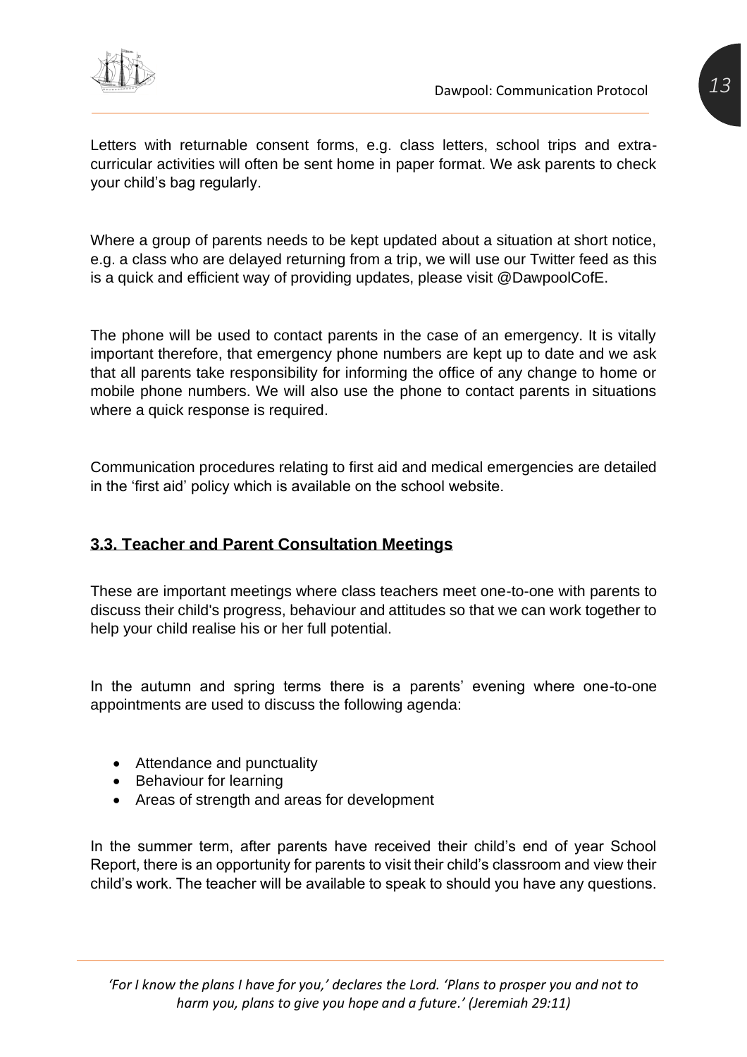Letters with returnable consent forms, e.g. class letters, school trips and extra-curricular activities will often be sent home in paper format. We ask parents to check your child's bag regularly.

Where a group of parents needs to be kept updated about a situation at short notice, e.g. a class who are delayed returning from a trip, we will use our Twitter feed as this is a quick and efficient way of providing updates, please visit @DawpoolCofE.

The phone will be used to contact parents in the case of an emergency. It is vitally important therefore, that emergency phone numbers are kept up to date and we ask that all parents take responsibility for informing the office of any change to home or mobile phone numbers. We will also use the phone to contact parents in situations where a quick response is required.

Communication procedures relating to first aid and medical emergencies are detailed in the 'first aid' policy which is available on the school website.

## 3.3. Teacher and Parent Consultation Meetings

These are important meetings where class teachers meet one-to-one with parents to discuss their child's progress, behaviour and attitudes so that we can work together to help your child realise his or her full potential.

In the autumn and spring terms there is a parents' evening where one-to-one appointments are used to discuss the following agenda:

- Attendance and punctuality
- Behaviour for learning
- Areas of strength and areas for development

In the summer term, after parents have received their child's end of year School Report, there is an opportunity for parents to visit their child's classroom and view their child's work. The teacher will be available to speak to should you have any questions.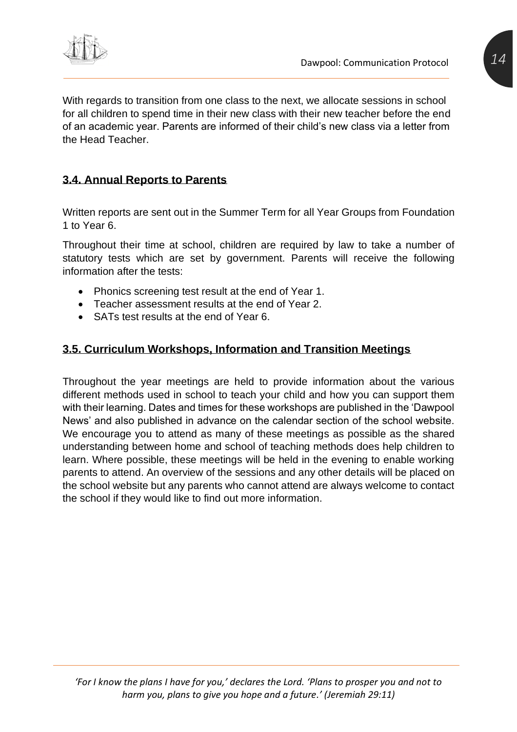With regards to transition from one class to the next, we allocate sessions in school for all children to spend time in their new class with their new teacher before the end of an academic year. Parents are informed of their child's new class via a letter from the Head Teacher.

## 3.4. Annual Reports to Parents

Written reports are sent out in the Summer Term for all Year Groups from Foundation 1 to Year 6.

Throughout their time at school, children are required by law to take a number of statutory tests which are set by government. Parents will receive the following information after the tests:

- Phonics screening test result at the end of Year 1.
- Teacher assessment results at the end of Year 2.
- SATs test results at the end of Year 6.

## 3.5. Curriculum Workshops, Information and Transition Meetings

Throughout the year meetings are held to provide information about the various different methods used in school to teach your child and how you can support them with their learning. Dates and times for these workshops are published in the 'Dawpool News' and also published in advance on the calendar section of the school website. We encourage you to attend as many of these meetings as possible as the shared understanding between home and school of teaching methods does help children to learn. Where possible, these meetings will be held in the evening to enable working parents to attend. An overview of the sessions and any other details will be placed on the school website but any parents who cannot attend are always welcome to contact the school if they would like to find out more information.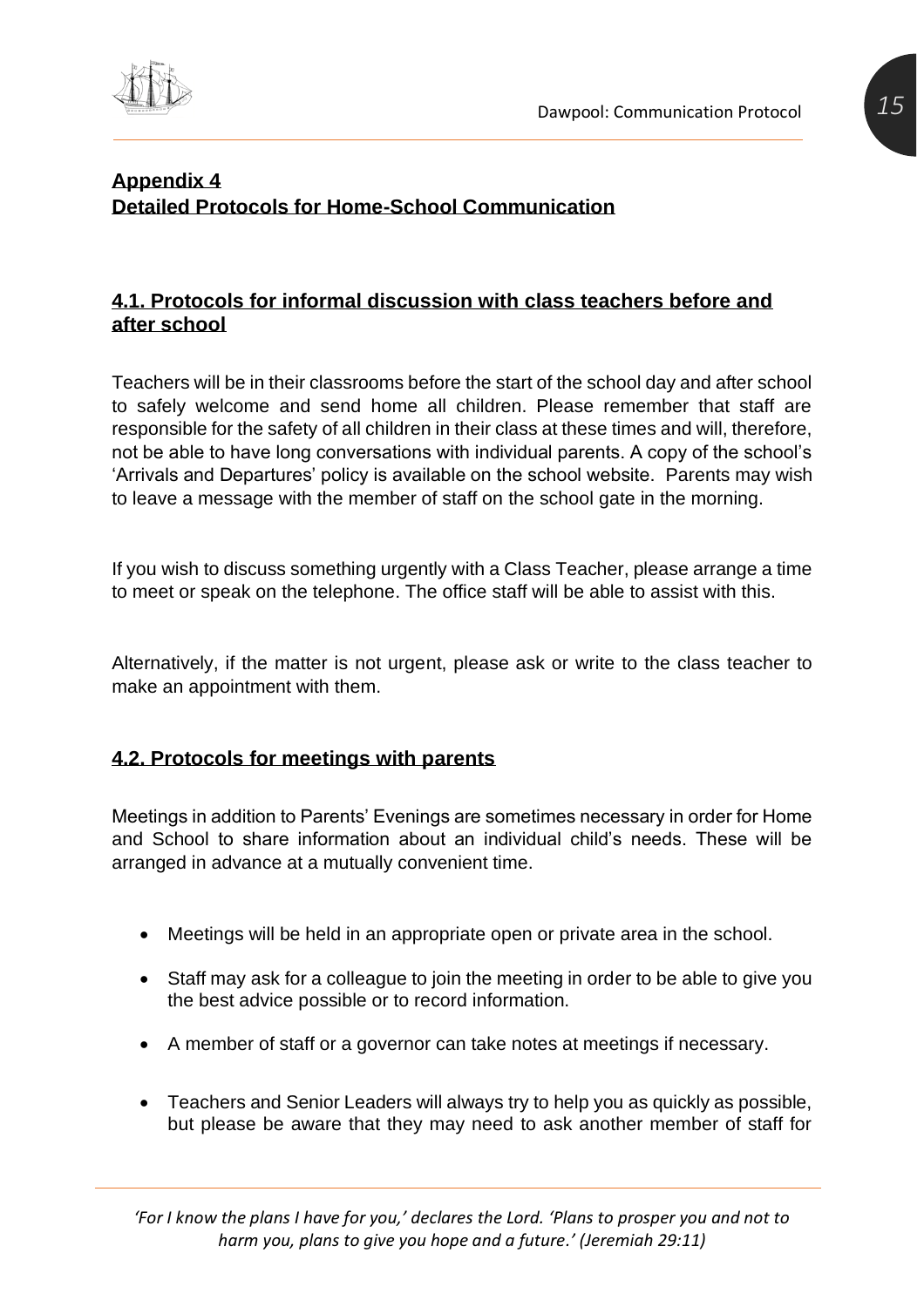## Appendix 4
## Detailed Protocols for Home-School Communication

### 4.1. Protocols for informal discussion with class teachers before and after school

Teachers will be in their classrooms before the start of the school day and after school to safely welcome and send home all children. Please remember that staff are responsible for the safety of all children in their class at these times and will, therefore, not be able to have long conversations with individual parents. A copy of the school's 'Arrivals and Departures' policy is available on the school website. Parents may wish to leave a message with the member of staff on the school gate in the morning.

If you wish to discuss something urgently with a Class Teacher, please arrange a time to meet or speak on the telephone. The office staff will be able to assist with this.

Alternatively, if the matter is not urgent, please ask or write to the class teacher to make an appointment with them.

### 4.2. Protocols for meetings with parents

Meetings in addition to Parents' Evenings are sometimes necessary in order for Home and School to share information about an individual child's needs. These will be arranged in advance at a mutually convenient time.

- Meetings will be held in an appropriate open or private area in the school.
- Staff may ask for a colleague to join the meeting in order to be able to give you the best advice possible or to record information.
- A member of staff or a governor can take notes at meetings if necessary.
- Teachers and Senior Leaders will always try to help you as quickly as possible, but please be aware that they may need to ask another member of staff for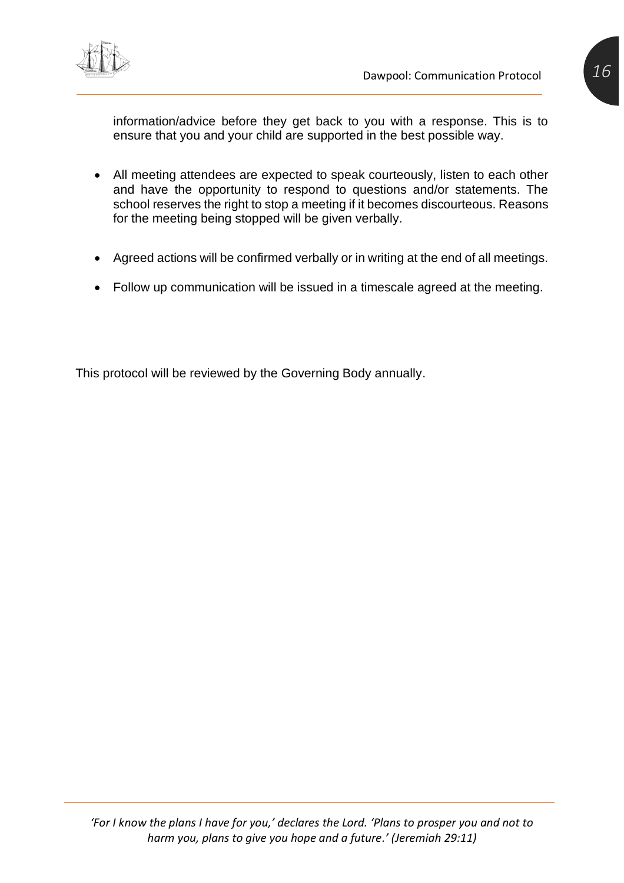information/advice before they get back to you with a response. This is to ensure that you and your child are supported in the best possible way.

- All meeting attendees are expected to speak courteously, listen to each other and have the opportunity to respond to questions and/or statements. The school reserves the right to stop a meeting if it becomes discourteous. Reasons for the meeting being stopped will be given verbally.
- Agreed actions will be confirmed verbally or in writing at the end of all meetings.
- Follow up communication will be issued in a timescale agreed at the meeting.

This protocol will be reviewed by the Governing Body annually.